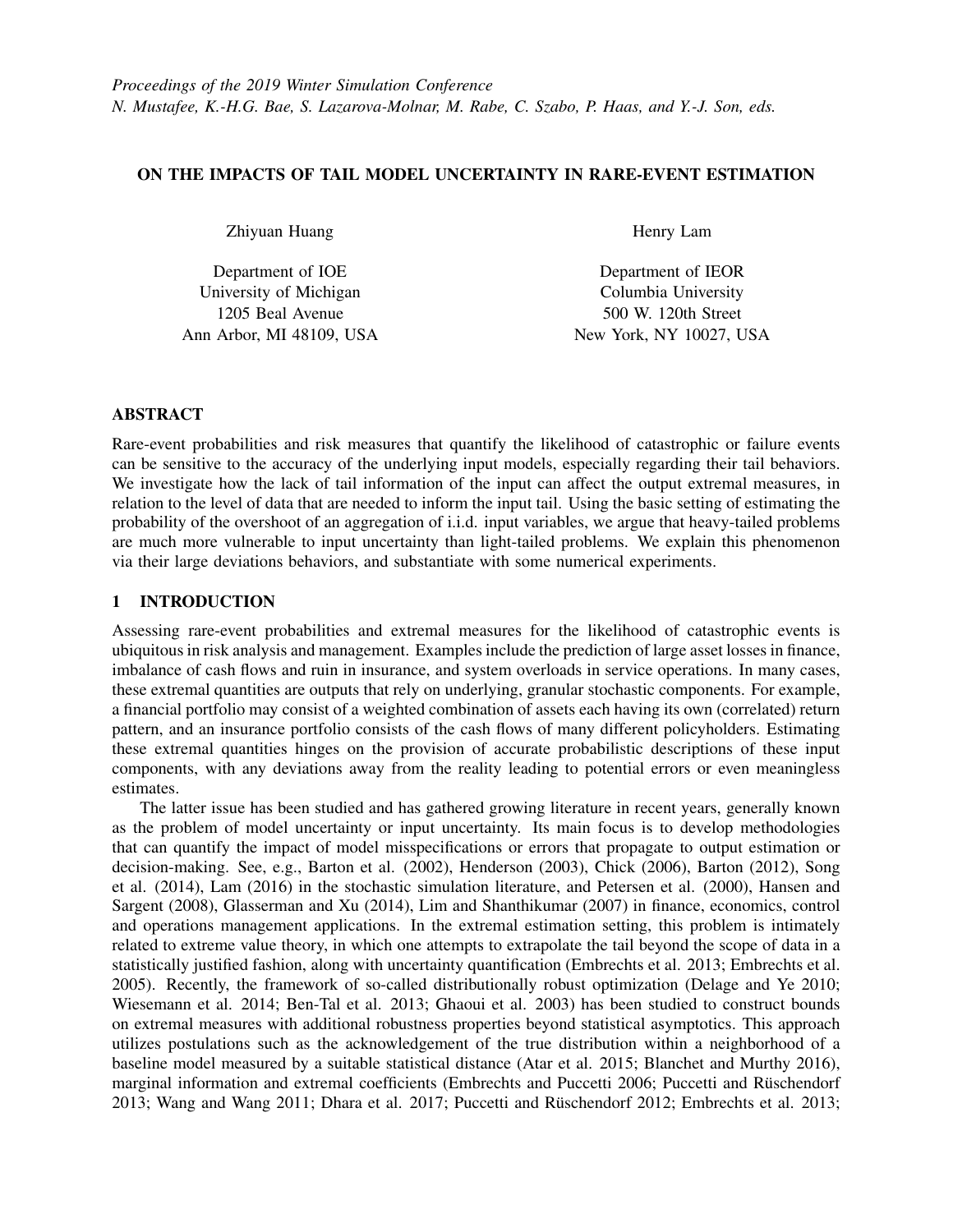*Proceedings of the 2019 Winter Simulation Conference*
*N. Mustafee, K.-H.G. Bae, S. Lazarova-Molnar, M. Rabe, C. Szabo, P. Haas, and Y.-J. Son, eds.*

# ON THE IMPACTS OF TAIL MODEL UNCERTAINTY IN RARE-EVENT ESTIMATION

Zhiyuan Huang

Department of IOE
University of Michigan
1205 Beal Avenue
Ann Arbor, MI 48109, USA

Henry Lam

Department of IEOR
Columbia University
500 W. 120th Street
New York, NY 10027, USA

## ABSTRACT

Rare-event probabilities and risk measures that quantify the likelihood of catastrophic or failure events can be sensitive to the accuracy of the underlying input models, especially regarding their tail behaviors. We investigate how the lack of tail information of the input can affect the output extremal measures, in relation to the level of data that are needed to inform the input tail. Using the basic setting of estimating the probability of the overshoot of an aggregation of i.i.d. input variables, we argue that heavy-tailed problems are much more vulnerable to input uncertainty than light-tailed problems. We explain this phenomenon via their large deviations behaviors, and substantiate with some numerical experiments.

## 1 INTRODUCTION

Assessing rare-event probabilities and extremal measures for the likelihood of catastrophic events is ubiquitous in risk analysis and management. Examples include the prediction of large asset losses in finance, imbalance of cash flows and ruin in insurance, and system overloads in service operations. In many cases, these extremal quantities are outputs that rely on underlying, granular stochastic components. For example, a financial portfolio may consist of a weighted combination of assets each having its own (correlated) return pattern, and an insurance portfolio consists of the cash flows of many different policyholders. Estimating these extremal quantities hinges on the provision of accurate probabilistic descriptions of these input components, with any deviations away from the reality leading to potential errors or even meaningless estimates.

The latter issue has been studied and has gathered growing literature in recent years, generally known as the problem of model uncertainty or input uncertainty. Its main focus is to develop methodologies that can quantify the impact of model misspecifications or errors that propagate to output estimation or decision-making. See, e.g., Barton et al. (2002), Henderson (2003), Chick (2006), Barton (2012), Song et al. (2014), Lam (2016) in the stochastic simulation literature, and Petersen et al. (2000), Hansen and Sargent (2008), Glasserman and Xu (2014), Lim and Shanthikumar (2007) in finance, economics, control and operations management applications. In the extremal estimation setting, this problem is intimately related to extreme value theory, in which one attempts to extrapolate the tail beyond the scope of data in a statistically justified fashion, along with uncertainty quantification (Embrechts et al. 2013; Embrechts et al. 2005). Recently, the framework of so-called distributionally robust optimization (Delage and Ye 2010; Wiesemann et al. 2014; Ben-Tal et al. 2013; Ghaoui et al. 2003) has been studied to construct bounds on extremal measures with additional robustness properties beyond statistical asymptotics. This approach utilizes postulations such as the acknowledgement of the true distribution within a neighborhood of a baseline model measured by a suitable statistical distance (Atar et al. 2015; Blanchet and Murthy 2016), marginal information and extremal coefficients (Embrechts and Puccetti 2006; Puccetti and Rüschendorf 2013; Wang and Wang 2011; Dhara et al. 2017; Puccetti and Rüschendorf 2012; Embrechts et al. 2013;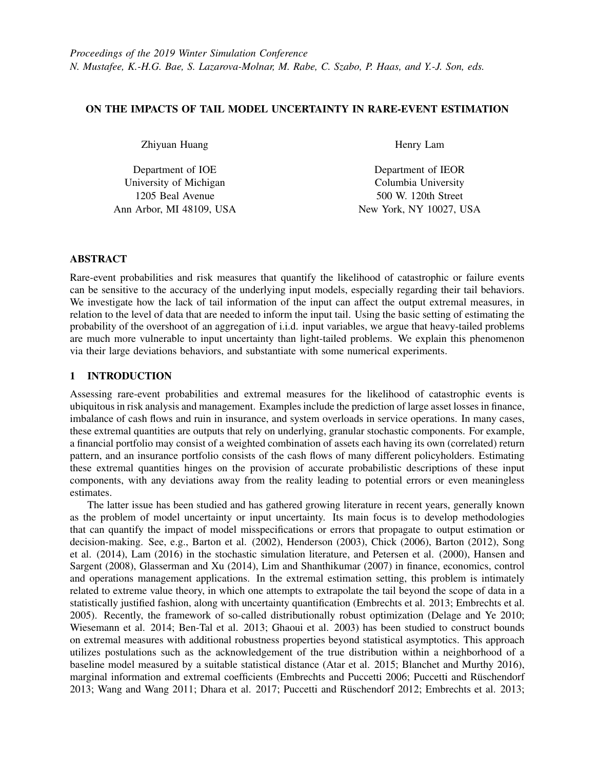Proceedings of the 2019 Winter Simulation Conference
N. Mustafee, K.-H.G. Bae, S. Lazarova-Molnar, M. Rabe, C. Szabo, P. Haas, and Y.-J. Son, eds.

# ON THE IMPACTS OF TAIL MODEL UNCERTAINTY IN RARE-EVENT ESTIMATION

Zhiyuan Huang

Department of IOE
University of Michigan
1205 Beal Avenue
Ann Arbor, MI 48109, USA

Henry Lam

Department of IEOR
Columbia University
500 W. 120th Street
New York, NY 10027, USA

## ABSTRACT

Rare-event probabilities and risk measures that quantify the likelihood of catastrophic or failure events can be sensitive to the accuracy of the underlying input models, especially regarding their tail behaviors. We investigate how the lack of tail information of the input can affect the output extremal measures, in relation to the level of data that are needed to inform the input tail. Using the basic setting of estimating the probability of the overshoot of an aggregation of i.i.d. input variables, we argue that heavy-tailed problems are much more vulnerable to input uncertainty than light-tailed problems. We explain this phenomenon via their large deviations behaviors, and substantiate with some numerical experiments.

## 1 INTRODUCTION

Assessing rare-event probabilities and extremal measures for the likelihood of catastrophic events is ubiquitous in risk analysis and management. Examples include the prediction of large asset losses in finance, imbalance of cash flows and ruin in insurance, and system overloads in service operations. In many cases, these extremal quantities are outputs that rely on underlying, granular stochastic components. For example, a financial portfolio may consist of a weighted combination of assets each having its own (correlated) return pattern, and an insurance portfolio consists of the cash flows of many different policyholders. Estimating these extremal quantities hinges on the provision of accurate probabilistic descriptions of these input components, with any deviations away from the reality leading to potential errors or even meaningless estimates.

The latter issue has been studied and has gathered growing literature in recent years, generally known as the problem of model uncertainty or input uncertainty. Its main focus is to develop methodologies that can quantify the impact of model misspecifications or errors that propagate to output estimation or decision-making. See, e.g., Barton et al. (2002), Henderson (2003), Chick (2006), Barton (2012), Song et al. (2014), Lam (2016) in the stochastic simulation literature, and Petersen et al. (2000), Hansen and Sargent (2008), Glasserman and Xu (2014), Lim and Shanthikumar (2007) in finance, economics, control and operations management applications. In the extremal estimation setting, this problem is intimately related to extreme value theory, in which one attempts to extrapolate the tail beyond the scope of data in a statistically justified fashion, along with uncertainty quantification (Embrechts et al. 2013; Embrechts et al. 2005). Recently, the framework of so-called distributionally robust optimization (Delage and Ye 2010; Wiesemann et al. 2014; Ben-Tal et al. 2013; Ghaoui et al. 2003) has been studied to construct bounds on extremal measures with additional robustness properties beyond statistical asymptotics. This approach utilizes postulations such as the acknowledgement of the true distribution within a neighborhood of a baseline model measured by a suitable statistical distance (Atar et al. 2015; Blanchet and Murthy 2016), marginal information and extremal coefficients (Embrechts and Puccetti 2006; Puccetti and Rüschendorf 2013; Wang and Wang 2011; Dhara et al. 2017; Puccetti and Rüschendorf 2012; Embrechts et al. 2013;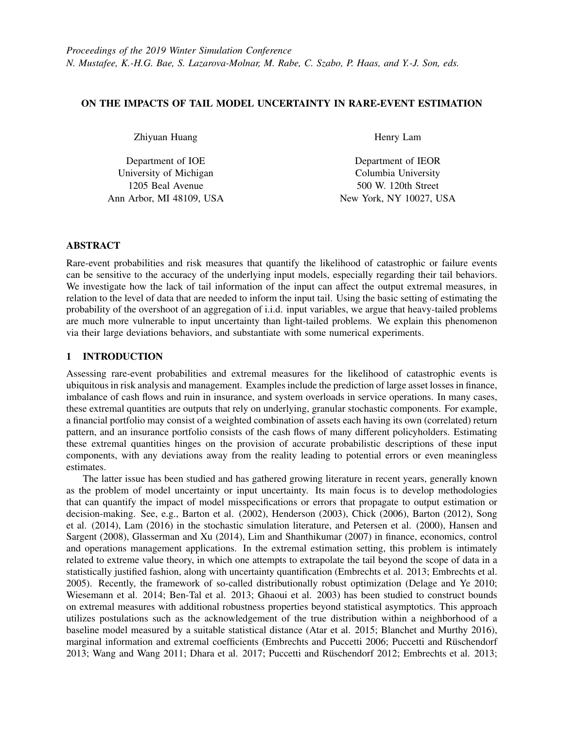Proceedings of the 2019 Winter Simulation Conference
N. Mustafee, K.-H.G. Bae, S. Lazarova-Molnar, M. Rabe, C. Szabo, P. Haas, and Y.-J. Son, eds.

# ON THE IMPACTS OF TAIL MODEL UNCERTAINTY IN RARE-EVENT ESTIMATION

Zhiyuan Huang

Department of IOE
University of Michigan
1205 Beal Avenue
Ann Arbor, MI 48109, USA

Henry Lam

Department of IEOR
Columbia University
500 W. 120th Street
New York, NY 10027, USA

## ABSTRACT

Rare-event probabilities and risk measures that quantify the likelihood of catastrophic or failure events can be sensitive to the accuracy of the underlying input models, especially regarding their tail behaviors. We investigate how the lack of tail information of the input can affect the output extremal measures, in relation to the level of data that are needed to inform the input tail. Using the basic setting of estimating the probability of the overshoot of an aggregation of i.i.d. input variables, we argue that heavy-tailed problems are much more vulnerable to input uncertainty than light-tailed problems. We explain this phenomenon via their large deviations behaviors, and substantiate with some numerical experiments.

## 1 INTRODUCTION

Assessing rare-event probabilities and extremal measures for the likelihood of catastrophic events is ubiquitous in risk analysis and management. Examples include the prediction of large asset losses in finance, imbalance of cash flows and ruin in insurance, and system overloads in service operations. In many cases, these extremal quantities are outputs that rely on underlying, granular stochastic components. For example, a financial portfolio may consist of a weighted combination of assets each having its own (correlated) return pattern, and an insurance portfolio consists of the cash flows of many different policyholders. Estimating these extremal quantities hinges on the provision of accurate probabilistic descriptions of these input components, with any deviations away from the reality leading to potential errors or even meaningless estimates.

The latter issue has been studied and has gathered growing literature in recent years, generally known as the problem of model uncertainty or input uncertainty. Its main focus is to develop methodologies that can quantify the impact of model misspecifications or errors that propagate to output estimation or decision-making. See, e.g., Barton et al. (2002), Henderson (2003), Chick (2006), Barton (2012), Song et al. (2014), Lam (2016) in the stochastic simulation literature, and Petersen et al. (2000), Hansen and Sargent (2008), Glasserman and Xu (2014), Lim and Shanthikumar (2007) in finance, economics, control and operations management applications. In the extremal estimation setting, this problem is intimately related to extreme value theory, in which one attempts to extrapolate the tail beyond the scope of data in a statistically justified fashion, along with uncertainty quantification (Embrechts et al. 2013; Embrechts et al. 2005). Recently, the framework of so-called distributionally robust optimization (Delage and Ye 2010; Wiesemann et al. 2014; Ben-Tal et al. 2013; Ghaoui et al. 2003) has been studied to construct bounds on extremal measures with additional robustness properties beyond statistical asymptotics. This approach utilizes postulations such as the acknowledgement of the true distribution within a neighborhood of a baseline model measured by a suitable statistical distance (Atar et al. 2015; Blanchet and Murthy 2016), marginal information and extremal coefficients (Embrechts and Puccetti 2006; Puccetti and Rüschendorf 2013; Wang and Wang 2011; Dhara et al. 2017; Puccetti and Rüschendorf 2012; Embrechts et al. 2013;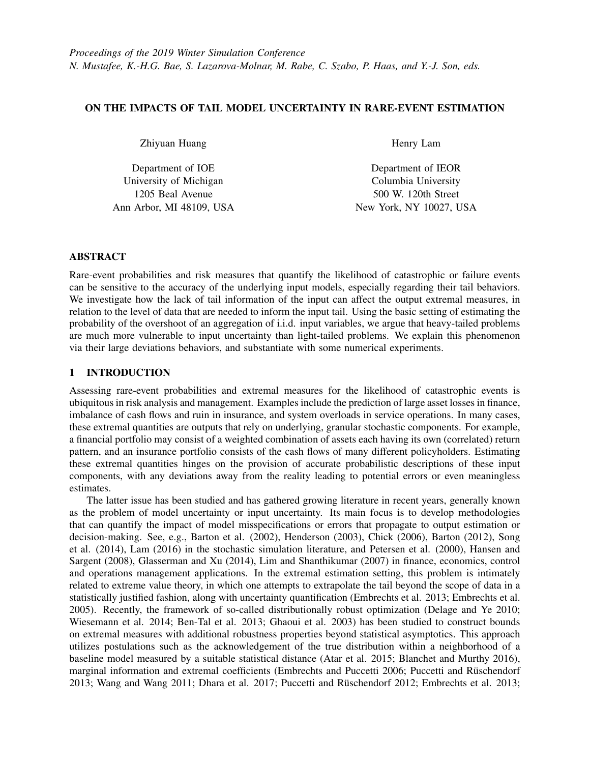# ON THE IMPACTS OF TAIL MODEL UNCERTAINTY IN RARE-EVENT ESTIMATION

Zhiyuan Huang

Department of IOE
University of Michigan
1205 Beal Avenue
Ann Arbor, MI 48109, USA

Henry Lam

Department of IEOR
Columbia University
500 W. 120th Street
New York, NY 10027, USA

## ABSTRACT

Rare-event probabilities and risk measures that quantify the likelihood of catastrophic or failure events can be sensitive to the accuracy of the underlying input models, especially regarding their tail behaviors. We investigate how the lack of tail information of the input can affect the output extremal measures, in relation to the level of data that are needed to inform the input tail. Using the basic setting of estimating the probability of the overshoot of an aggregation of i.i.d. input variables, we argue that heavy-tailed problems are much more vulnerable to input uncertainty than light-tailed problems. We explain this phenomenon via their large deviations behaviors, and substantiate with some numerical experiments.

## 1 INTRODUCTION

Assessing rare-event probabilities and extremal measures for the likelihood of catastrophic events is ubiquitous in risk analysis and management. Examples include the prediction of large asset losses in finance, imbalance of cash flows and ruin in insurance, and system overloads in service operations. In many cases, these extremal quantities are outputs that rely on underlying, granular stochastic components. For example, a financial portfolio may consist of a weighted combination of assets each having its own (correlated) return pattern, and an insurance portfolio consists of the cash flows of many different policyholders. Estimating these extremal quantities hinges on the provision of accurate probabilistic descriptions of these input components, with any deviations away from the reality leading to potential errors or even meaningless estimates.

The latter issue has been studied and has gathered growing literature in recent years, generally known as the problem of model uncertainty or input uncertainty. Its main focus is to develop methodologies that can quantify the impact of model misspecifications or errors that propagate to output estimation or decision-making. See, e.g., Barton et al. (2002), Henderson (2003), Chick (2006), Barton (2012), Song et al. (2014), Lam (2016) in the stochastic simulation literature, and Petersen et al. (2000), Hansen and Sargent (2008), Glasserman and Xu (2014), Lim and Shanthikumar (2007) in finance, economics, control and operations management applications. In the extremal estimation setting, this problem is intimately related to extreme value theory, in which one attempts to extrapolate the tail beyond the scope of data in a statistically justified fashion, along with uncertainty quantification (Embrechts et al. 2013; Embrechts et al. 2005). Recently, the framework of so-called distributionally robust optimization (Delage and Ye 2010; Wiesemann et al. 2014; Ben-Tal et al. 2013; Ghaoui et al. 2003) has been studied to construct bounds on extremal measures with additional robustness properties beyond statistical asymptotics. This approach utilizes postulations such as the acknowledgement of the true distribution within a neighborhood of a baseline model measured by a suitable statistical distance (Atar et al. 2015; Blanchet and Murthy 2016), marginal information and extremal coefficients (Embrechts and Puccetti 2006; Puccetti and Rüschendorf 2013; Wang and Wang 2011; Dhara et al. 2017; Puccetti and Rüschendorf 2012; Embrechts et al. 2013;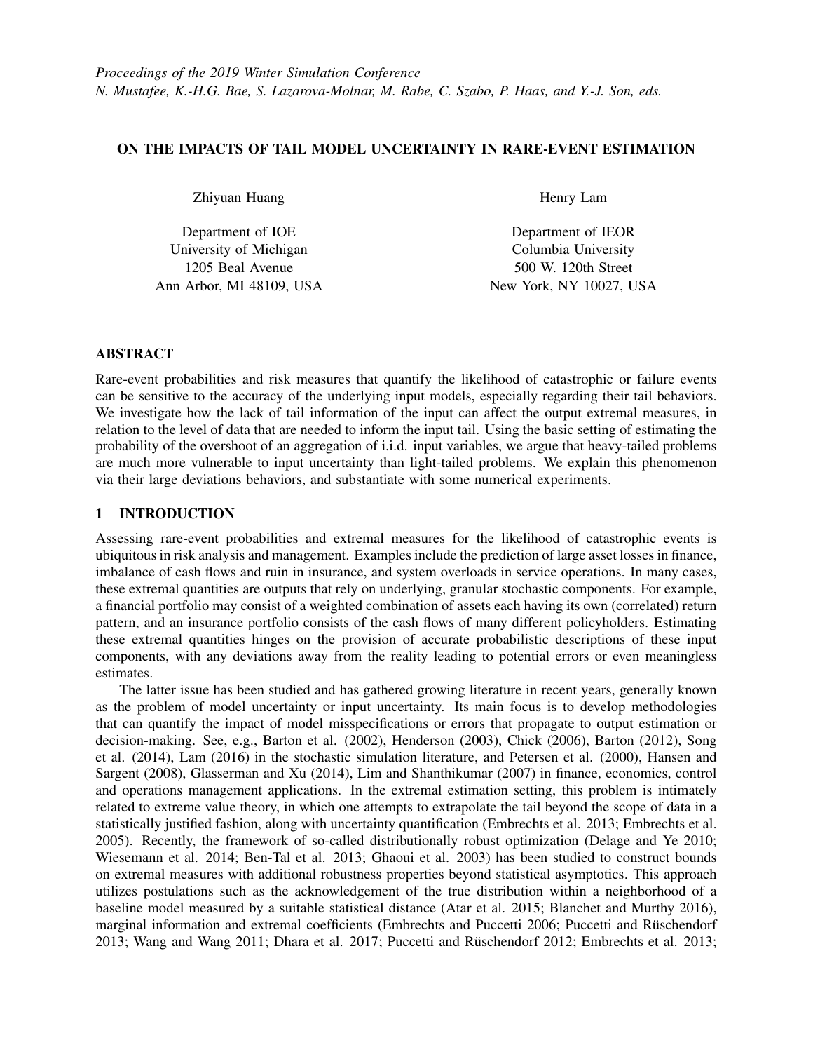# ON THE IMPACTS OF TAIL MODEL UNCERTAINTY IN RARE-EVENT ESTIMATION

Zhiyuan Huang

Department of IOE
University of Michigan
1205 Beal Avenue
Ann Arbor, MI 48109, USA

Henry Lam

Department of IEOR
Columbia University
500 W. 120th Street
New York, NY 10027, USA

## ABSTRACT

Rare-event probabilities and risk measures that quantify the likelihood of catastrophic or failure events can be sensitive to the accuracy of the underlying input models, especially regarding their tail behaviors. We investigate how the lack of tail information of the input can affect the output extremal measures, in relation to the level of data that are needed to inform the input tail. Using the basic setting of estimating the probability of the overshoot of an aggregation of i.i.d. input variables, we argue that heavy-tailed problems are much more vulnerable to input uncertainty than light-tailed problems. We explain this phenomenon via their large deviations behaviors, and substantiate with some numerical experiments.

## 1 INTRODUCTION

Assessing rare-event probabilities and extremal measures for the likelihood of catastrophic events is ubiquitous in risk analysis and management. Examples include the prediction of large asset losses in finance, imbalance of cash flows and ruin in insurance, and system overloads in service operations. In many cases, these extremal quantities are outputs that rely on underlying, granular stochastic components. For example, a financial portfolio may consist of a weighted combination of assets each having its own (correlated) return pattern, and an insurance portfolio consists of the cash flows of many different policyholders. Estimating these extremal quantities hinges on the provision of accurate probabilistic descriptions of these input components, with any deviations away from the reality leading to potential errors or even meaningless estimates.

The latter issue has been studied and has gathered growing literature in recent years, generally known as the problem of model uncertainty or input uncertainty. Its main focus is to develop methodologies that can quantify the impact of model misspecifications or errors that propagate to output estimation or decision-making. See, e.g., Barton et al. (2002), Henderson (2003), Chick (2006), Barton (2012), Song et al. (2014), Lam (2016) in the stochastic simulation literature, and Petersen et al. (2000), Hansen and Sargent (2008), Glasserman and Xu (2014), Lim and Shanthikumar (2007) in finance, economics, control and operations management applications. In the extremal estimation setting, this problem is intimately related to extreme value theory, in which one attempts to extrapolate the tail beyond the scope of data in a statistically justified fashion, along with uncertainty quantification (Embrechts et al. 2013; Embrechts et al. 2005). Recently, the framework of so-called distributionally robust optimization (Delage and Ye 2010; Wiesemann et al. 2014; Ben-Tal et al. 2013; Ghaoui et al. 2003) has been studied to construct bounds on extremal measures with additional robustness properties beyond statistical asymptotics. This approach utilizes postulations such as the acknowledgement of the true distribution within a neighborhood of a baseline model measured by a suitable statistical distance (Atar et al. 2015; Blanchet and Murthy 2016), marginal information and extremal coefficients (Embrechts and Puccetti 2006; Puccetti and Rüschendorf 2013; Wang and Wang 2011; Dhara et al. 2017; Puccetti and Rüschendorf 2012; Embrechts et al. 2013;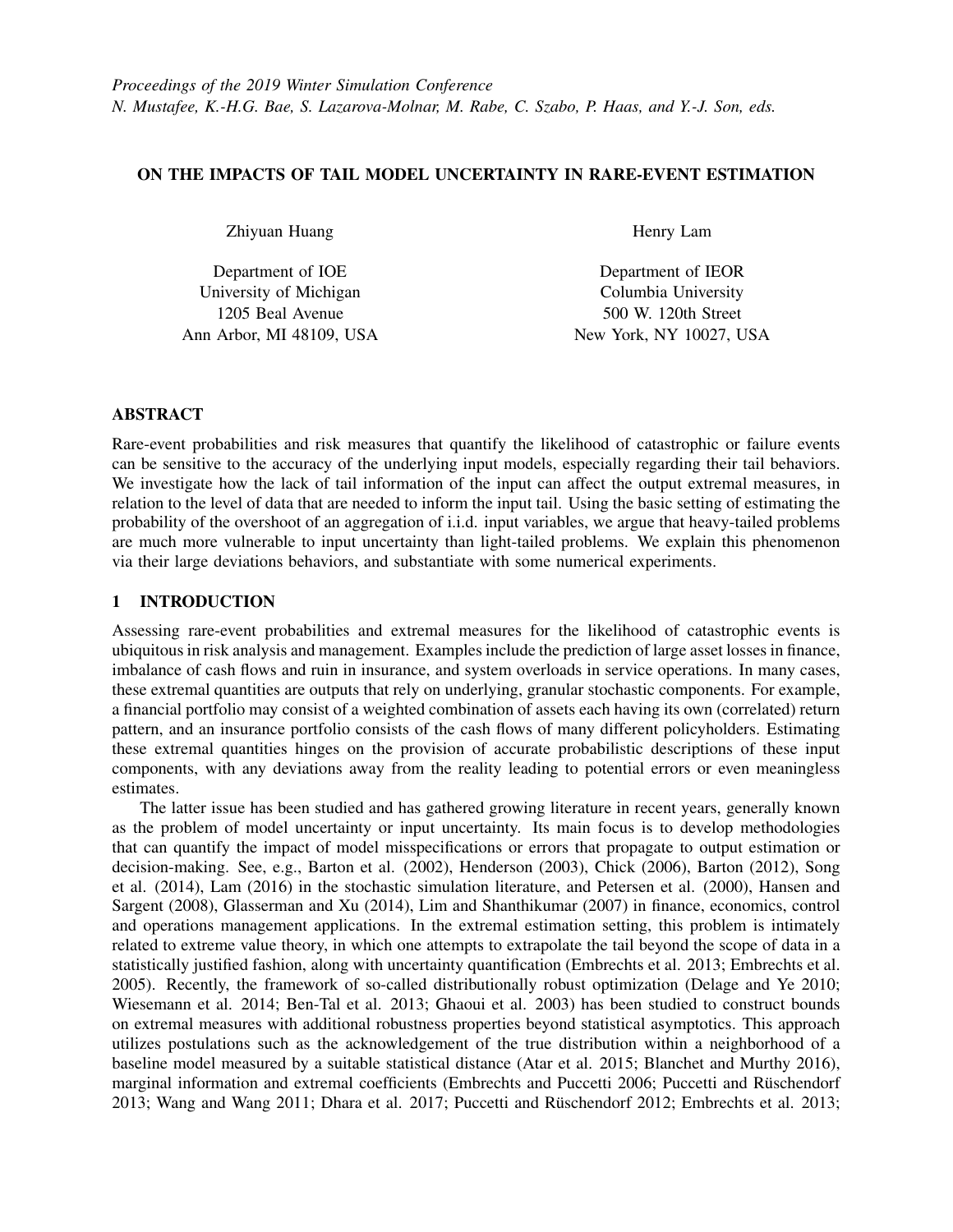Proceedings of the 2019 Winter Simulation Conference
N. Mustafee, K.-H.G. Bae, S. Lazarova-Molnar, M. Rabe, C. Szabo, P. Haas, and Y.-J. Son, eds.

# ON THE IMPACTS OF TAIL MODEL UNCERTAINTY IN RARE-EVENT ESTIMATION

Zhiyuan Huang

Department of IOE
University of Michigan
1205 Beal Avenue
Ann Arbor, MI 48109, USA

Henry Lam

Department of IEOR
Columbia University
500 W. 120th Street
New York, NY 10027, USA

## ABSTRACT

Rare-event probabilities and risk measures that quantify the likelihood of catastrophic or failure events can be sensitive to the accuracy of the underlying input models, especially regarding their tail behaviors. We investigate how the lack of tail information of the input can affect the output extremal measures, in relation to the level of data that are needed to inform the input tail. Using the basic setting of estimating the probability of the overshoot of an aggregation of i.i.d. input variables, we argue that heavy-tailed problems are much more vulnerable to input uncertainty than light-tailed problems. We explain this phenomenon via their large deviations behaviors, and substantiate with some numerical experiments.

## 1 INTRODUCTION

Assessing rare-event probabilities and extremal measures for the likelihood of catastrophic events is ubiquitous in risk analysis and management. Examples include the prediction of large asset losses in finance, imbalance of cash flows and ruin in insurance, and system overloads in service operations. In many cases, these extremal quantities are outputs that rely on underlying, granular stochastic components. For example, a financial portfolio may consist of a weighted combination of assets each having its own (correlated) return pattern, and an insurance portfolio consists of the cash flows of many different policyholders. Estimating these extremal quantities hinges on the provision of accurate probabilistic descriptions of these input components, with any deviations away from the reality leading to potential errors or even meaningless estimates.

The latter issue has been studied and has gathered growing literature in recent years, generally known as the problem of model uncertainty or input uncertainty. Its main focus is to develop methodologies that can quantify the impact of model misspecifications or errors that propagate to output estimation or decision-making. See, e.g., Barton et al. (2002), Henderson (2003), Chick (2006), Barton (2012), Song et al. (2014), Lam (2016) in the stochastic simulation literature, and Petersen et al. (2000), Hansen and Sargent (2008), Glasserman and Xu (2014), Lim and Shanthikumar (2007) in finance, economics, control and operations management applications. In the extremal estimation setting, this problem is intimately related to extreme value theory, in which one attempts to extrapolate the tail beyond the scope of data in a statistically justified fashion, along with uncertainty quantification (Embrechts et al. 2013; Embrechts et al. 2005). Recently, the framework of so-called distributionally robust optimization (Delage and Ye 2010; Wiesemann et al. 2014; Ben-Tal et al. 2013; Ghaoui et al. 2003) has been studied to construct bounds on extremal measures with additional robustness properties beyond statistical asymptotics. This approach utilizes postulations such as the acknowledgement of the true distribution within a neighborhood of a baseline model measured by a suitable statistical distance (Atar et al. 2015; Blanchet and Murthy 2016), marginal information and extremal coefficients (Embrechts and Puccetti 2006; Puccetti and Rüschendorf 2013; Wang and Wang 2011; Dhara et al. 2017; Puccetti and Rüschendorf 2012; Embrechts et al. 2013;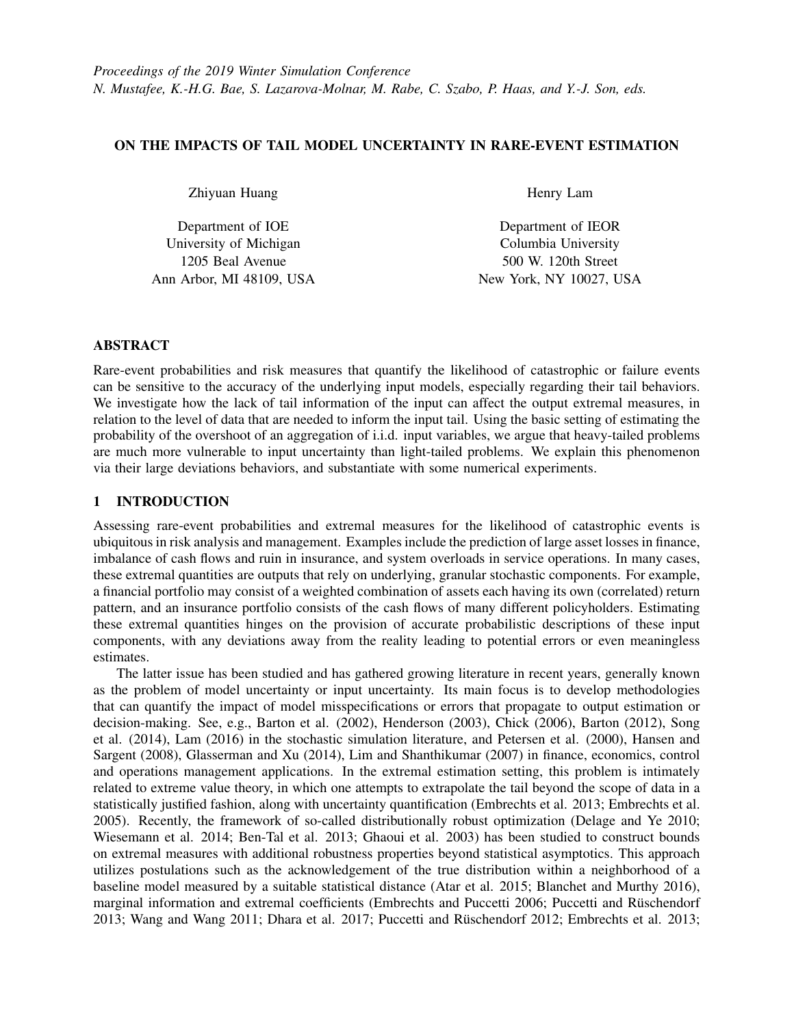Proceedings of the 2019 Winter Simulation Conference
N. Mustafee, K.-H.G. Bae, S. Lazarova-Molnar, M. Rabe, C. Szabo, P. Haas, and Y.-J. Son, eds.

# ON THE IMPACTS OF TAIL MODEL UNCERTAINTY IN RARE-EVENT ESTIMATION

Zhiyuan Huang

Department of IOE
University of Michigan
1205 Beal Avenue
Ann Arbor, MI 48109, USA

Henry Lam

Department of IEOR
Columbia University
500 W. 120th Street
New York, NY 10027, USA

## ABSTRACT

Rare-event probabilities and risk measures that quantify the likelihood of catastrophic or failure events can be sensitive to the accuracy of the underlying input models, especially regarding their tail behaviors. We investigate how the lack of tail information of the input can affect the output extremal measures, in relation to the level of data that are needed to inform the input tail. Using the basic setting of estimating the probability of the overshoot of an aggregation of i.i.d. input variables, we argue that heavy-tailed problems are much more vulnerable to input uncertainty than light-tailed problems. We explain this phenomenon via their large deviations behaviors, and substantiate with some numerical experiments.

## 1 INTRODUCTION

Assessing rare-event probabilities and extremal measures for the likelihood of catastrophic events is ubiquitous in risk analysis and management. Examples include the prediction of large asset losses in finance, imbalance of cash flows and ruin in insurance, and system overloads in service operations. In many cases, these extremal quantities are outputs that rely on underlying, granular stochastic components. For example, a financial portfolio may consist of a weighted combination of assets each having its own (correlated) return pattern, and an insurance portfolio consists of the cash flows of many different policyholders. Estimating these extremal quantities hinges on the provision of accurate probabilistic descriptions of these input components, with any deviations away from the reality leading to potential errors or even meaningless estimates.

The latter issue has been studied and has gathered growing literature in recent years, generally known as the problem of model uncertainty or input uncertainty. Its main focus is to develop methodologies that can quantify the impact of model misspecifications or errors that propagate to output estimation or decision-making. See, e.g., Barton et al. (2002), Henderson (2003), Chick (2006), Barton (2012), Song et al. (2014), Lam (2016) in the stochastic simulation literature, and Petersen et al. (2000), Hansen and Sargent (2008), Glasserman and Xu (2014), Lim and Shanthikumar (2007) in finance, economics, control and operations management applications. In the extremal estimation setting, this problem is intimately related to extreme value theory, in which one attempts to extrapolate the tail beyond the scope of data in a statistically justified fashion, along with uncertainty quantification (Embrechts et al. 2013; Embrechts et al. 2005). Recently, the framework of so-called distributionally robust optimization (Delage and Ye 2010; Wiesemann et al. 2014; Ben-Tal et al. 2013; Ghaoui et al. 2003) has been studied to construct bounds on extremal measures with additional robustness properties beyond statistical asymptotics. This approach utilizes postulations such as the acknowledgement of the true distribution within a neighborhood of a baseline model measured by a suitable statistical distance (Atar et al. 2015; Blanchet and Murthy 2016), marginal information and extremal coefficients (Embrechts and Puccetti 2006; Puccetti and Rüschendorf 2013; Wang and Wang 2011; Dhara et al. 2017; Puccetti and Rüschendorf 2012; Embrechts et al. 2013;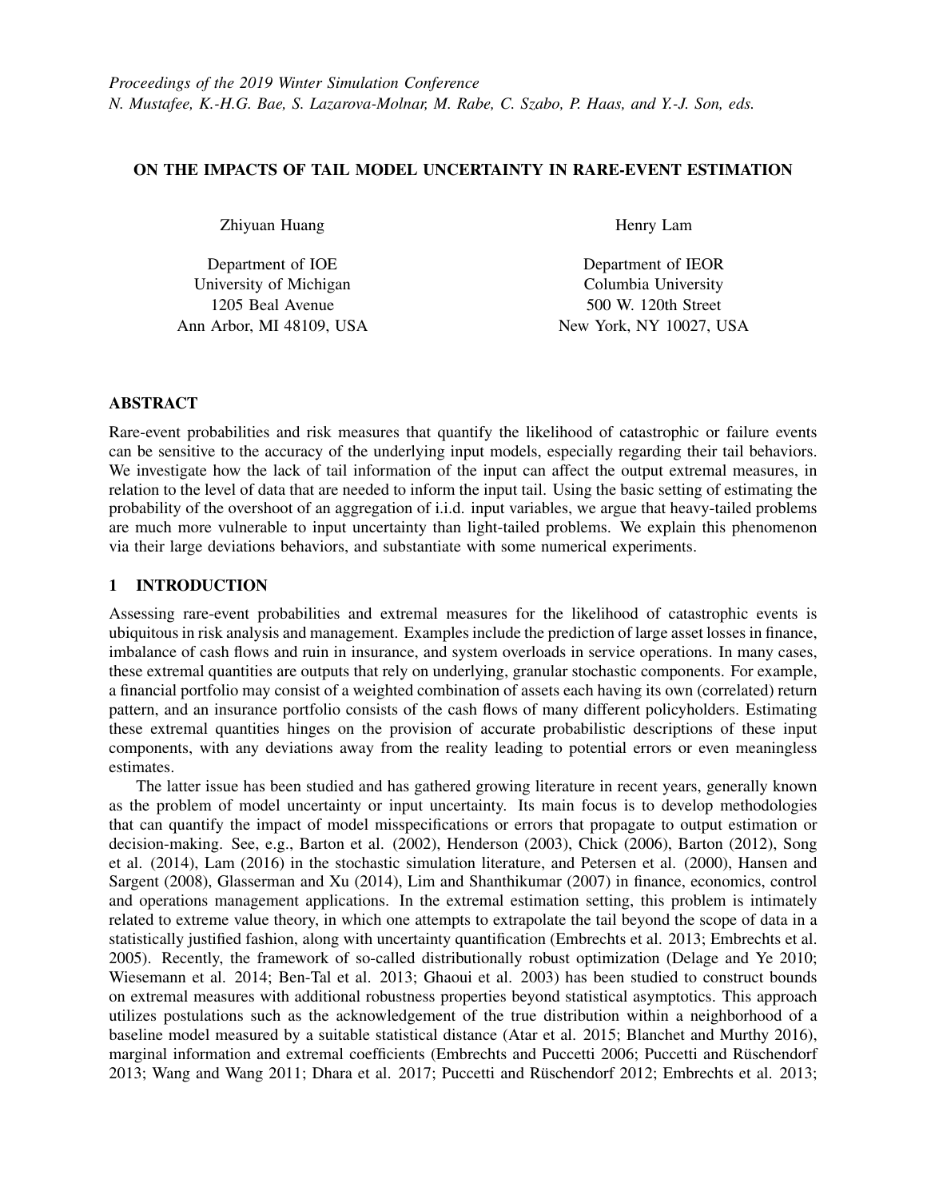Proceedings of the 2019 Winter Simulation Conference
N. Mustafee, K.-H.G. Bae, S. Lazarova-Molnar, M. Rabe, C. Szabo, P. Haas, and Y.-J. Son, eds.

# ON THE IMPACTS OF TAIL MODEL UNCERTAINTY IN RARE-EVENT ESTIMATION

Zhiyuan Huang

Department of IOE
University of Michigan
1205 Beal Avenue
Ann Arbor, MI 48109, USA

Henry Lam

Department of IEOR
Columbia University
500 W. 120th Street
New York, NY 10027, USA

## ABSTRACT

Rare-event probabilities and risk measures that quantify the likelihood of catastrophic or failure events can be sensitive to the accuracy of the underlying input models, especially regarding their tail behaviors. We investigate how the lack of tail information of the input can affect the output extremal measures, in relation to the level of data that are needed to inform the input tail. Using the basic setting of estimating the probability of the overshoot of an aggregation of i.i.d. input variables, we argue that heavy-tailed problems are much more vulnerable to input uncertainty than light-tailed problems. We explain this phenomenon via their large deviations behaviors, and substantiate with some numerical experiments.

## 1 INTRODUCTION

Assessing rare-event probabilities and extremal measures for the likelihood of catastrophic events is ubiquitous in risk analysis and management. Examples include the prediction of large asset losses in finance, imbalance of cash flows and ruin in insurance, and system overloads in service operations. In many cases, these extremal quantities are outputs that rely on underlying, granular stochastic components. For example, a financial portfolio may consist of a weighted combination of assets each having its own (correlated) return pattern, and an insurance portfolio consists of the cash flows of many different policyholders. Estimating these extremal quantities hinges on the provision of accurate probabilistic descriptions of these input components, with any deviations away from the reality leading to potential errors or even meaningless estimates.

The latter issue has been studied and has gathered growing literature in recent years, generally known as the problem of model uncertainty or input uncertainty. Its main focus is to develop methodologies that can quantify the impact of model misspecifications or errors that propagate to output estimation or decision-making. See, e.g., Barton et al. (2002), Henderson (2003), Chick (2006), Barton (2012), Song et al. (2014), Lam (2016) in the stochastic simulation literature, and Petersen et al. (2000), Hansen and Sargent (2008), Glasserman and Xu (2014), Lim and Shanthikumar (2007) in finance, economics, control and operations management applications. In the extremal estimation setting, this problem is intimately related to extreme value theory, in which one attempts to extrapolate the tail beyond the scope of data in a statistically justified fashion, along with uncertainty quantification (Embrechts et al. 2013; Embrechts et al. 2005). Recently, the framework of so-called distributionally robust optimization (Delage and Ye 2010; Wiesemann et al. 2014; Ben-Tal et al. 2013; Ghaoui et al. 2003) has been studied to construct bounds on extremal measures with additional robustness properties beyond statistical asymptotics. This approach utilizes postulations such as the acknowledgement of the true distribution within a neighborhood of a baseline model measured by a suitable statistical distance (Atar et al. 2015; Blanchet and Murthy 2016), marginal information and extremal coefficients (Embrechts and Puccetti 2006; Puccetti and Rüschendorf 2013; Wang and Wang 2011; Dhara et al. 2017; Puccetti and Rüschendorf 2012; Embrechts et al. 2013;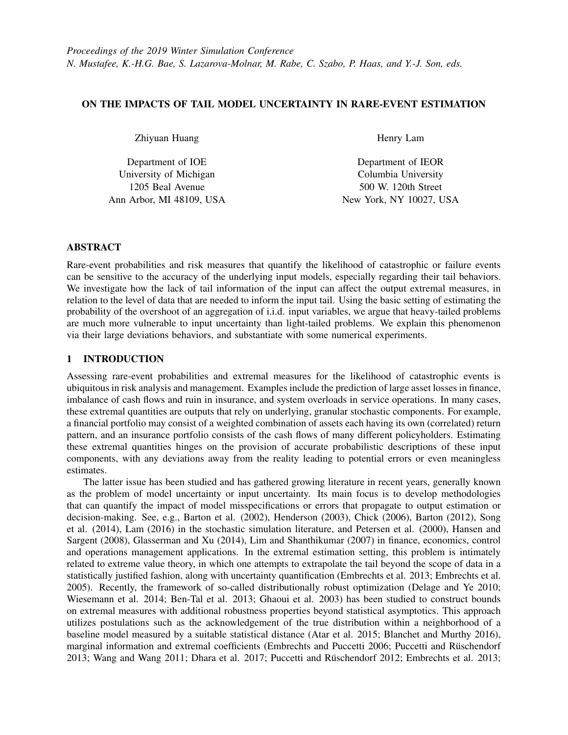# ON THE IMPACTS OF TAIL MODEL UNCERTAINTY IN RARE-EVENT ESTIMATION

Zhiyuan Huang

Department of IOE
University of Michigan
1205 Beal Avenue
Ann Arbor, MI 48109, USA

Henry Lam

Department of IEOR
Columbia University
500 W. 120th Street
New York, NY 10027, USA

## ABSTRACT

Rare-event probabilities and risk measures that quantify the likelihood of catastrophic or failure events can be sensitive to the accuracy of the underlying input models, especially regarding their tail behaviors. We investigate how the lack of tail information of the input can affect the output extremal measures, in relation to the level of data that are needed to inform the input tail. Using the basic setting of estimating the probability of the overshoot of an aggregation of i.i.d. input variables, we argue that heavy-tailed problems are much more vulnerable to input uncertainty than light-tailed problems. We explain this phenomenon via their large deviations behaviors, and substantiate with some numerical experiments.

## 1 INTRODUCTION

Assessing rare-event probabilities and extremal measures for the likelihood of catastrophic events is ubiquitous in risk analysis and management. Examples include the prediction of large asset losses in finance, imbalance of cash flows and ruin in insurance, and system overloads in service operations. In many cases, these extremal quantities are outputs that rely on underlying, granular stochastic components. For example, a financial portfolio may consist of a weighted combination of assets each having its own (correlated) return pattern, and an insurance portfolio consists of the cash flows of many different policyholders. Estimating these extremal quantities hinges on the provision of accurate probabilistic descriptions of these input components, with any deviations away from the reality leading to potential errors or even meaningless estimates.

The latter issue has been studied and has gathered growing literature in recent years, generally known as the problem of model uncertainty or input uncertainty. Its main focus is to develop methodologies that can quantify the impact of model misspecifications or errors that propagate to output estimation or decision-making. See, e.g., Barton et al. (2002), Henderson (2003), Chick (2006), Barton (2012), Song et al. (2014), Lam (2016) in the stochastic simulation literature, and Petersen et al. (2000), Hansen and Sargent (2008), Glasserman and Xu (2014), Lim and Shanthikumar (2007) in finance, economics, control and operations management applications. In the extremal estimation setting, this problem is intimately related to extreme value theory, in which one attempts to extrapolate the tail beyond the scope of data in a statistically justified fashion, along with uncertainty quantification (Embrechts et al. 2013; Embrechts et al. 2005). Recently, the framework of so-called distributionally robust optimization (Delage and Ye 2010; Wiesemann et al. 2014; Ben-Tal et al. 2013; Ghaoui et al. 2003) has been studied to construct bounds on extremal measures with additional robustness properties beyond statistical asymptotics. This approach utilizes postulations such as the acknowledgement of the true distribution within a neighborhood of a baseline model measured by a suitable statistical distance (Atar et al. 2015; Blanchet and Murthy 2016), marginal information and extremal coefficients (Embrechts and Puccetti 2006; Puccetti and Rüschendorf 2013; Wang and Wang 2011; Dhara et al. 2017; Puccetti and Rüschendorf 2012; Embrechts et al. 2013;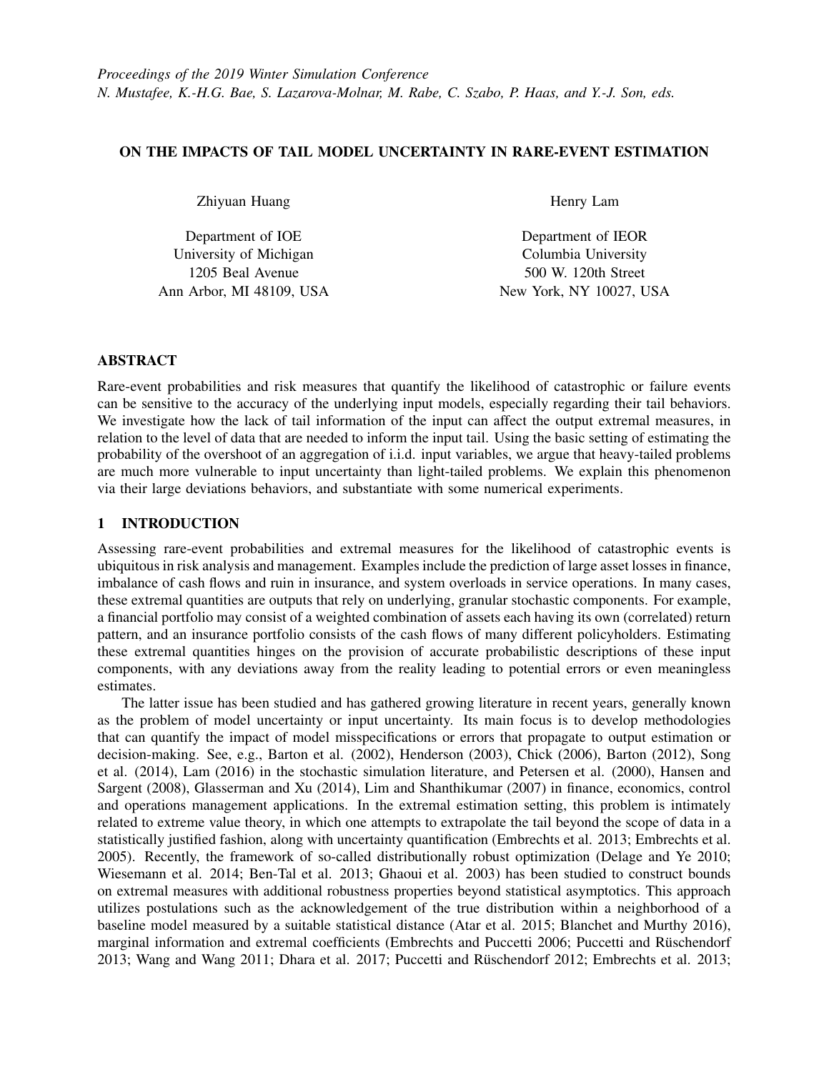# ON THE IMPACTS OF TAIL MODEL UNCERTAINTY IN RARE-EVENT ESTIMATION

Zhiyuan Huang

Department of IOE
University of Michigan
1205 Beal Avenue
Ann Arbor, MI 48109, USA

Henry Lam

Department of IEOR
Columbia University
500 W. 120th Street
New York, NY 10027, USA

## ABSTRACT

Rare-event probabilities and risk measures that quantify the likelihood of catastrophic or failure events can be sensitive to the accuracy of the underlying input models, especially regarding their tail behaviors. We investigate how the lack of tail information of the input can affect the output extremal measures, in relation to the level of data that are needed to inform the input tail. Using the basic setting of estimating the probability of the overshoot of an aggregation of i.i.d. input variables, we argue that heavy-tailed problems are much more vulnerable to input uncertainty than light-tailed problems. We explain this phenomenon via their large deviations behaviors, and substantiate with some numerical experiments.

## 1 INTRODUCTION

Assessing rare-event probabilities and extremal measures for the likelihood of catastrophic events is ubiquitous in risk analysis and management. Examples include the prediction of large asset losses in finance, imbalance of cash flows and ruin in insurance, and system overloads in service operations. In many cases, these extremal quantities are outputs that rely on underlying, granular stochastic components. For example, a financial portfolio may consist of a weighted combination of assets each having its own (correlated) return pattern, and an insurance portfolio consists of the cash flows of many different policyholders. Estimating these extremal quantities hinges on the provision of accurate probabilistic descriptions of these input components, with any deviations away from the reality leading to potential errors or even meaningless estimates.

The latter issue has been studied and has gathered growing literature in recent years, generally known as the problem of model uncertainty or input uncertainty. Its main focus is to develop methodologies that can quantify the impact of model misspecifications or errors that propagate to output estimation or decision-making. See, e.g., Barton et al. (2002), Henderson (2003), Chick (2006), Barton (2012), Song et al. (2014), Lam (2016) in the stochastic simulation literature, and Petersen et al. (2000), Hansen and Sargent (2008), Glasserman and Xu (2014), Lim and Shanthikumar (2007) in finance, economics, control and operations management applications. In the extremal estimation setting, this problem is intimately related to extreme value theory, in which one attempts to extrapolate the tail beyond the scope of data in a statistically justified fashion, along with uncertainty quantification (Embrechts et al. 2013; Embrechts et al. 2005). Recently, the framework of so-called distributionally robust optimization (Delage and Ye 2010; Wiesemann et al. 2014; Ben-Tal et al. 2013; Ghaoui et al. 2003) has been studied to construct bounds on extremal measures with additional robustness properties beyond statistical asymptotics. This approach utilizes postulations such as the acknowledgement of the true distribution within a neighborhood of a baseline model measured by a suitable statistical distance (Atar et al. 2015; Blanchet and Murthy 2016), marginal information and extremal coefficients (Embrechts and Puccetti 2006; Puccetti and Rüschendorf 2013; Wang and Wang 2011; Dhara et al. 2017; Puccetti and Rüschendorf 2012; Embrechts et al. 2013;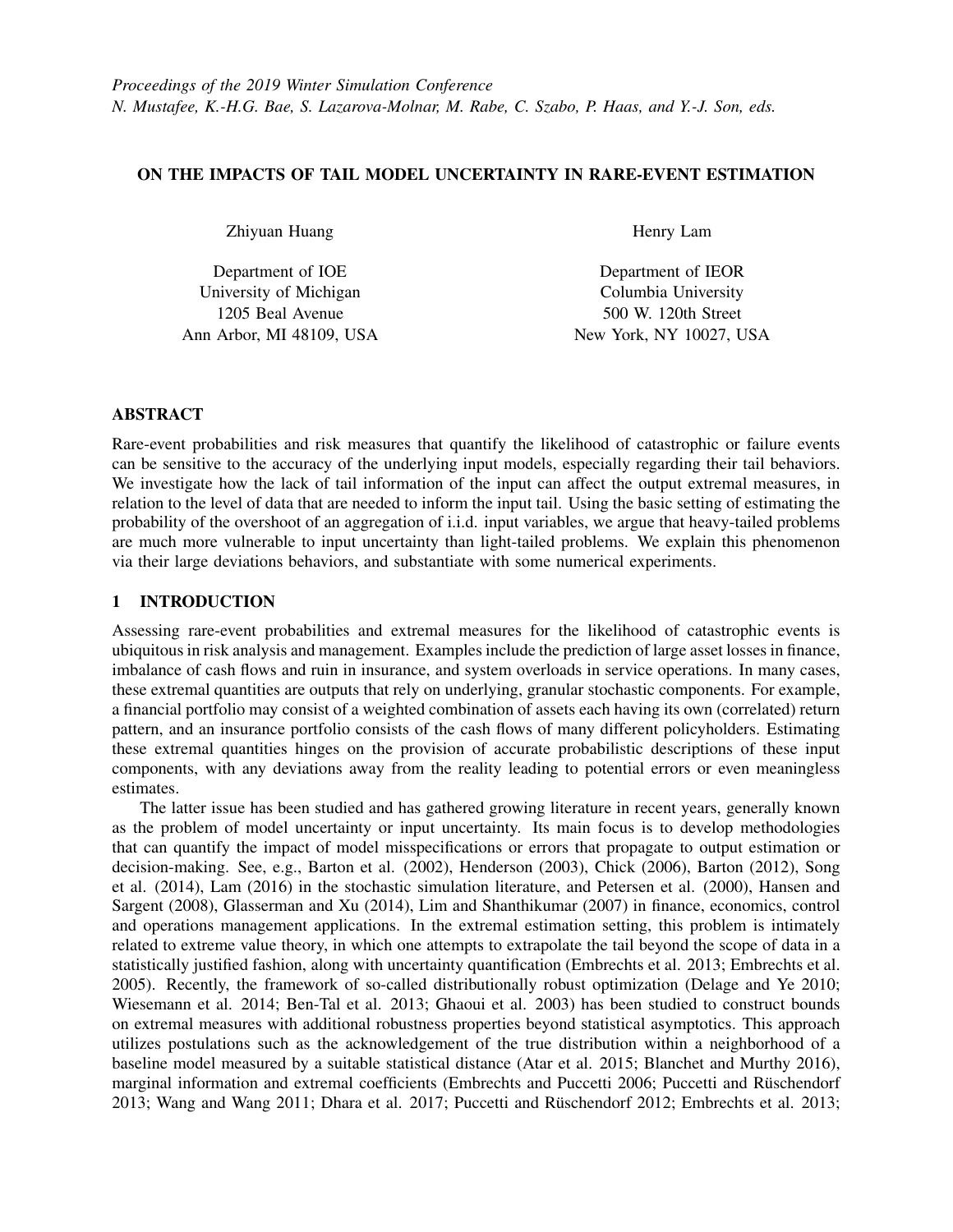Proceedings of the 2019 Winter Simulation Conference
N. Mustafee, K.-H.G. Bae, S. Lazarova-Molnar, M. Rabe, C. Szabo, P. Haas, and Y.-J. Son, eds.

# ON THE IMPACTS OF TAIL MODEL UNCERTAINTY IN RARE-EVENT ESTIMATION

Zhiyuan Huang

Department of IOE
University of Michigan
1205 Beal Avenue
Ann Arbor, MI 48109, USA

Henry Lam

Department of IEOR
Columbia University
500 W. 120th Street
New York, NY 10027, USA

## ABSTRACT

Rare-event probabilities and risk measures that quantify the likelihood of catastrophic or failure events can be sensitive to the accuracy of the underlying input models, especially regarding their tail behaviors. We investigate how the lack of tail information of the input can affect the output extremal measures, in relation to the level of data that are needed to inform the input tail. Using the basic setting of estimating the probability of the overshoot of an aggregation of i.i.d. input variables, we argue that heavy-tailed problems are much more vulnerable to input uncertainty than light-tailed problems. We explain this phenomenon via their large deviations behaviors, and substantiate with some numerical experiments.

## 1 INTRODUCTION

Assessing rare-event probabilities and extremal measures for the likelihood of catastrophic events is ubiquitous in risk analysis and management. Examples include the prediction of large asset losses in finance, imbalance of cash flows and ruin in insurance, and system overloads in service operations. In many cases, these extremal quantities are outputs that rely on underlying, granular stochastic components. For example, a financial portfolio may consist of a weighted combination of assets each having its own (correlated) return pattern, and an insurance portfolio consists of the cash flows of many different policyholders. Estimating these extremal quantities hinges on the provision of accurate probabilistic descriptions of these input components, with any deviations away from the reality leading to potential errors or even meaningless estimates.

The latter issue has been studied and has gathered growing literature in recent years, generally known as the problem of model uncertainty or input uncertainty. Its main focus is to develop methodologies that can quantify the impact of model misspecifications or errors that propagate to output estimation or decision-making. See, e.g., Barton et al. (2002), Henderson (2003), Chick (2006), Barton (2012), Song et al. (2014), Lam (2016) in the stochastic simulation literature, and Petersen et al. (2000), Hansen and Sargent (2008), Glasserman and Xu (2014), Lim and Shanthikumar (2007) in finance, economics, control and operations management applications. In the extremal estimation setting, this problem is intimately related to extreme value theory, in which one attempts to extrapolate the tail beyond the scope of data in a statistically justified fashion, along with uncertainty quantification (Embrechts et al. 2013; Embrechts et al. 2005). Recently, the framework of so-called distributionally robust optimization (Delage and Ye 2010; Wiesemann et al. 2014; Ben-Tal et al. 2013; Ghaoui et al. 2003) has been studied to construct bounds on extremal measures with additional robustness properties beyond statistical asymptotics. This approach utilizes postulations such as the acknowledgement of the true distribution within a neighborhood of a baseline model measured by a suitable statistical distance (Atar et al. 2015; Blanchet and Murthy 2016), marginal information and extremal coefficients (Embrechts and Puccetti 2006; Puccetti and Rüschendorf 2013; Wang and Wang 2011; Dhara et al. 2017; Puccetti and Rüschendorf 2012; Embrechts et al. 2013;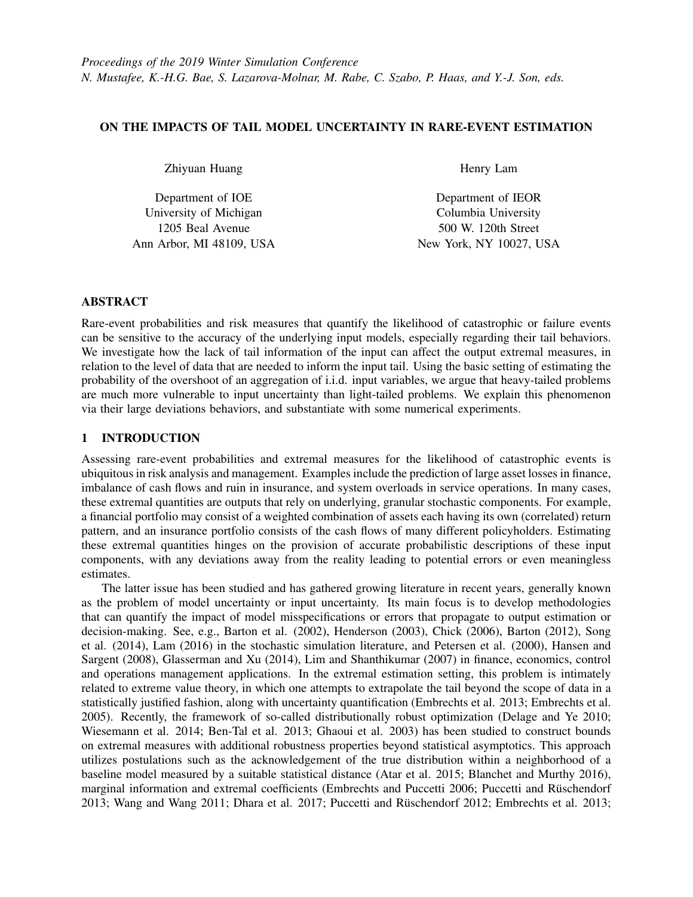# ON THE IMPACTS OF TAIL MODEL UNCERTAINTY IN RARE-EVENT ESTIMATION

Zhiyuan Huang

Department of IOE
University of Michigan
1205 Beal Avenue
Ann Arbor, MI 48109, USA

Henry Lam

Department of IEOR
Columbia University
500 W. 120th Street
New York, NY 10027, USA

## ABSTRACT

Rare-event probabilities and risk measures that quantify the likelihood of catastrophic or failure events can be sensitive to the accuracy of the underlying input models, especially regarding their tail behaviors. We investigate how the lack of tail information of the input can affect the output extremal measures, in relation to the level of data that are needed to inform the input tail. Using the basic setting of estimating the probability of the overshoot of an aggregation of i.i.d. input variables, we argue that heavy-tailed problems are much more vulnerable to input uncertainty than light-tailed problems. We explain this phenomenon via their large deviations behaviors, and substantiate with some numerical experiments.

## 1 INTRODUCTION

Assessing rare-event probabilities and extremal measures for the likelihood of catastrophic events is ubiquitous in risk analysis and management. Examples include the prediction of large asset losses in finance, imbalance of cash flows and ruin in insurance, and system overloads in service operations. In many cases, these extremal quantities are outputs that rely on underlying, granular stochastic components. For example, a financial portfolio may consist of a weighted combination of assets each having its own (correlated) return pattern, and an insurance portfolio consists of the cash flows of many different policyholders. Estimating these extremal quantities hinges on the provision of accurate probabilistic descriptions of these input components, with any deviations away from the reality leading to potential errors or even meaningless estimates.

The latter issue has been studied and has gathered growing literature in recent years, generally known as the problem of model uncertainty or input uncertainty. Its main focus is to develop methodologies that can quantify the impact of model misspecifications or errors that propagate to output estimation or decision-making. See, e.g., Barton et al. (2002), Henderson (2003), Chick (2006), Barton (2012), Song et al. (2014), Lam (2016) in the stochastic simulation literature, and Petersen et al. (2000), Hansen and Sargent (2008), Glasserman and Xu (2014), Lim and Shanthikumar (2007) in finance, economics, control and operations management applications. In the extremal estimation setting, this problem is intimately related to extreme value theory, in which one attempts to extrapolate the tail beyond the scope of data in a statistically justified fashion, along with uncertainty quantification (Embrechts et al. 2013; Embrechts et al. 2005). Recently, the framework of so-called distributionally robust optimization (Delage and Ye 2010; Wiesemann et al. 2014; Ben-Tal et al. 2013; Ghaoui et al. 2003) has been studied to construct bounds on extremal measures with additional robustness properties beyond statistical asymptotics. This approach utilizes postulations such as the acknowledgement of the true distribution within a neighborhood of a baseline model measured by a suitable statistical distance (Atar et al. 2015; Blanchet and Murthy 2016), marginal information and extremal coefficients (Embrechts and Puccetti 2006; Puccetti and Rüschendorf 2013; Wang and Wang 2011; Dhara et al. 2017; Puccetti and Rüschendorf 2012; Embrechts et al. 2013;